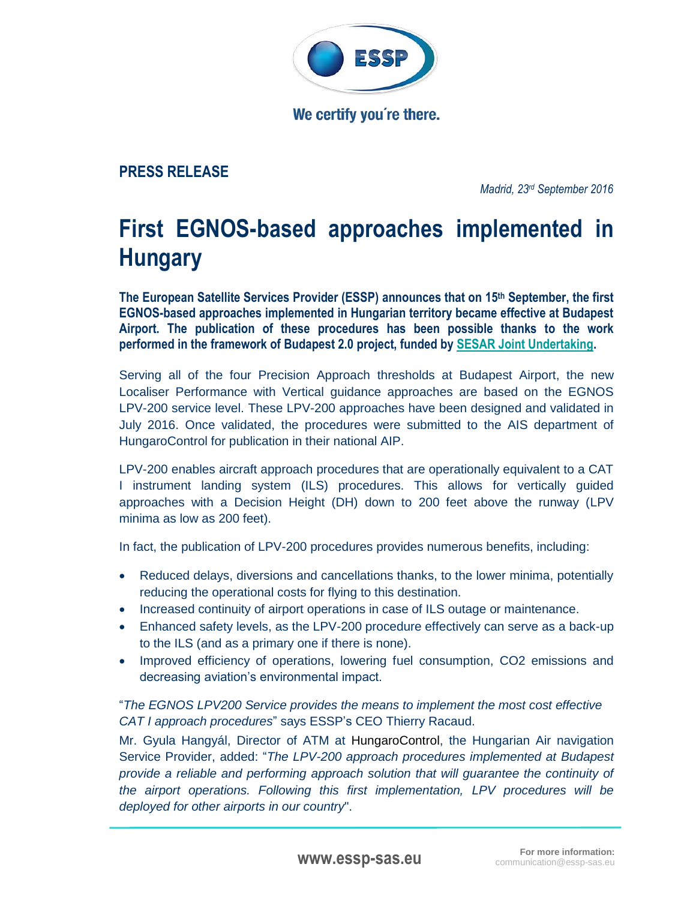We certify you´re there.

**PRESS RELEASE**

*Madrid, 23rd September 2016*

# First EGNOS-based approaches implemented in Hungary

**The European Satellite Services Provider (ESSP) announces that on 15th September, the first EGNOS-based approaches implemented in Hungarian territory became effective at Budapest Airport. The publication of these procedures has been possible thanks to the work performed in the framework of Budapest 2.0 project, funded by SESAR Joint Undertaking.**

Serving all of the four Precision Approach thresholds at Budapest Airport, the new Localiser Performance with Vertical guidance approaches are based on the EGNOS LPV-200 service level. These LPV-200 approaches have been designed and validated in July 2016. Once validated, the procedures were submitted to the AIS department of HungaroControl for publication in their national AIP.

LPV-200 enables aircraft approach procedures that are operationally equivalent to a CAT I instrument landing system (ILS) procedures. This allows for vertically guided approaches with a Decision Height (DH) down to 200 feet above the runway (LPV minima as low as 200 feet).

In fact, the publication of LPV-200 procedures provides numerous benefits, including:

- Reduced delays, diversions and cancellations thanks, to the lower minima, potentially reducing the operational costs for flying to this destination.
- Increased continuity of airport operations in case of ILS outage or maintenance.
- Enhanced safety levels, as the LPV-200 procedure effectively can serve as a back-up to the ILS (and as a primary one if there is none).
- Improved efficiency of operations, lowering fuel consumption, $CO_2$ emissions and decreasing aviation's environmental impact.

"*The EGNOS LPV200 Service provides the means to implement the most cost effective CAT I approach procedures*" says ESSP's CEO Thierry Racaud.

Mr. Gyula Hangyál, Director of ATM at HungaroControl, the Hungarian Air navigation Service Provider, added: "*The LPV-200 approach procedures implemented at Budapest provide a reliable and performing approach solution that will guarantee the continuity of the airport operations. Following this first implementation, LPV procedures will be deployed for other airports in our country*".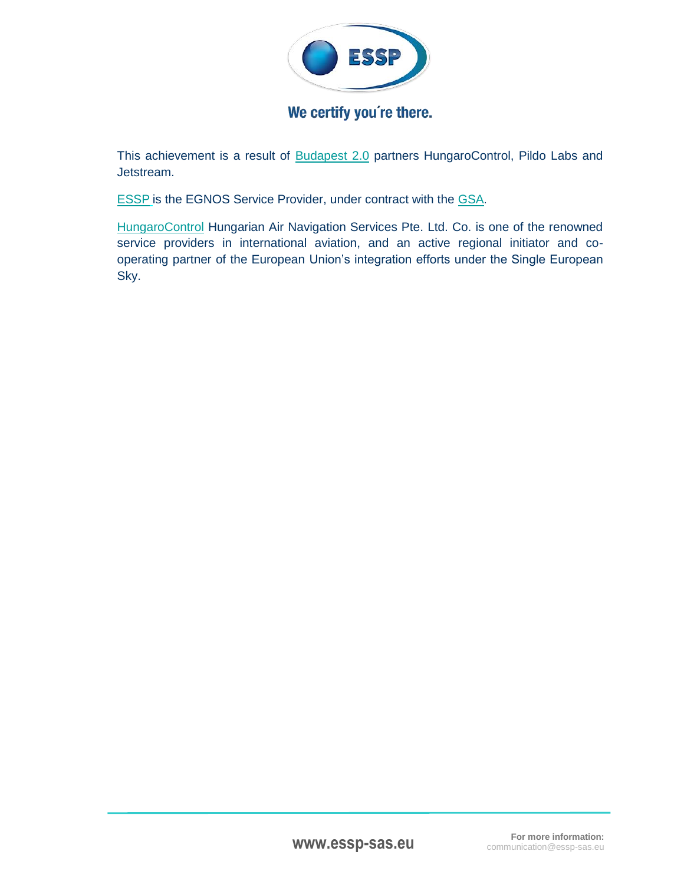This achievement is a result of Budapest 2.0 partners HungaroControl, Pildo Labs and Jetstream.

ESSP is the EGNOS Service Provider, under contract with the GSA.

HungaroControl Hungarian Air Navigation Services Pte. Ltd. Co. is one of the renowned service providers in international aviation, and an active regional initiator and co-operating partner of the European Union's integration efforts under the Single European Sky.